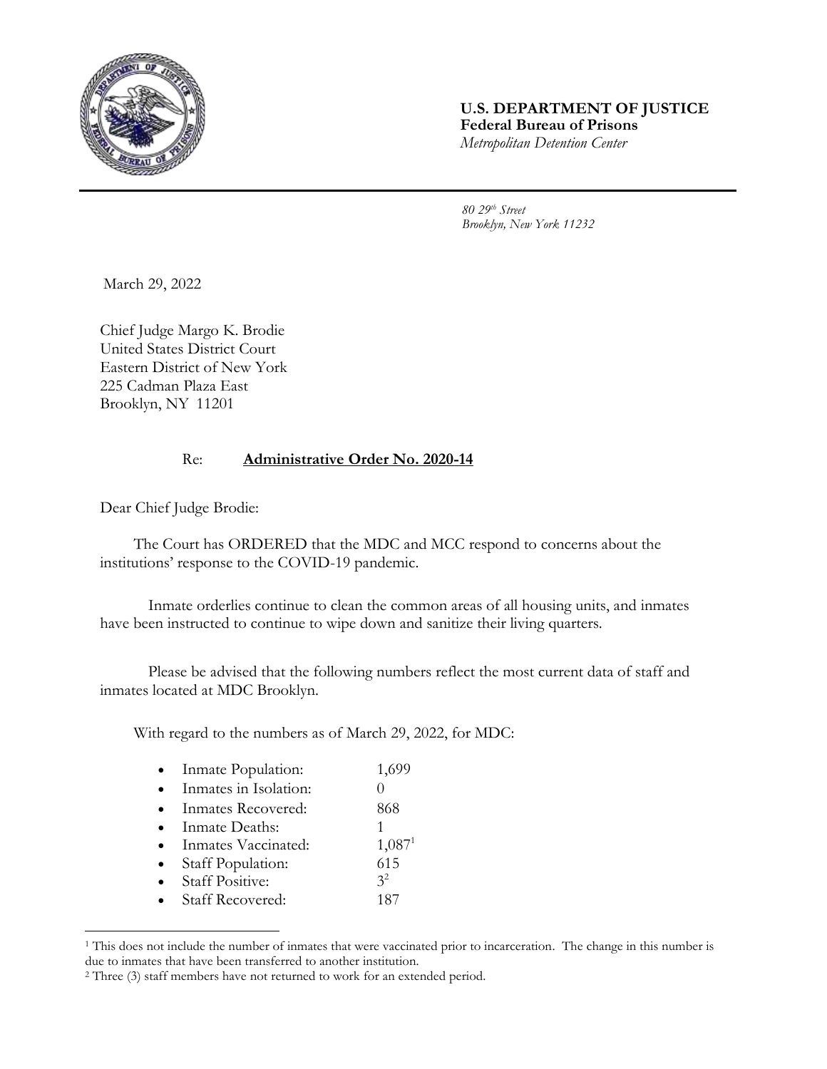**U.S. DEPARTMENT OF JUSTICE**
**Federal Bureau of Prisons**
*Metropolitan Detention Center*

*80 29th Street*
*Brooklyn, New York 11232*

March 29, 2022

Chief Judge Margo K. Brodie
United States District Court
Eastern District of New York
225 Cadman Plaza East
Brooklyn, NY 11201

Re: **Administrative Order No. 2020-14**

Dear Chief Judge Brodie:

The Court has ORDERED that the MDC and MCC respond to concerns about the institutions' response to the COVID-19 pandemic.

Inmate orderlies continue to clean the common areas of all housing units, and inmates have been instructed to continue to wipe down and sanitize their living quarters.

Please be advised that the following numbers reflect the most current data of staff and inmates located at MDC Brooklyn.

With regard to the numbers as of March 29, 2022, for MDC:

- Inmate Population: 1,699
- Inmates in Isolation: 0
- Inmates Recovered: 868
- Inmate Deaths: 1
- Inmates Vaccinated: 1,087[1]
- Staff Population: 615
- Staff Positive: 3[2]
- Staff Recovered: 187

---

[1] This does not include the number of inmates that were vaccinated prior to incarceration. The change in this number is due to inmates that have been transferred to another institution.

[2] Three (3) staff members have not returned to work for an extended period.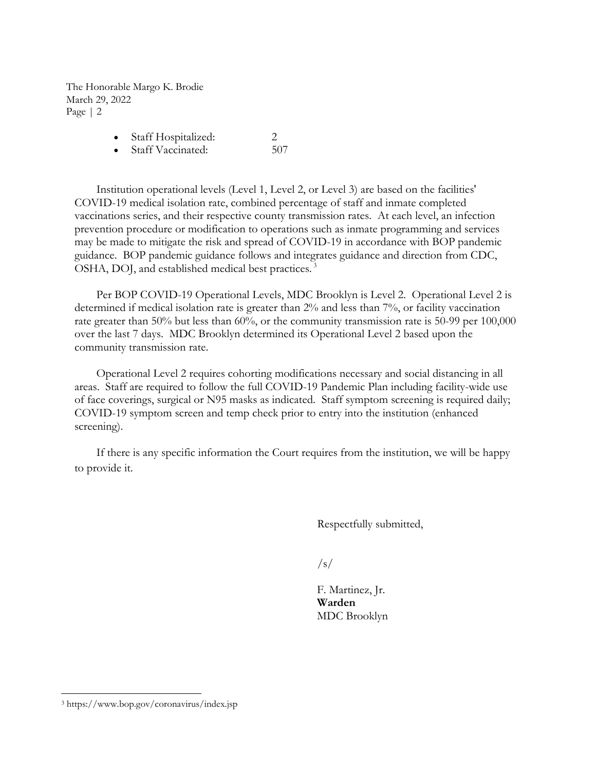- Staff Hospitalized: 2
- Staff Vaccinated: 507

Institution operational levels (Level 1, Level 2, or Level 3) are based on the facilities' COVID-19 medical isolation rate, combined percentage of staff and inmate completed vaccinations series, and their respective county transmission rates. At each level, an infection prevention procedure or modification to operations such as inmate programming and services may be made to mitigate the risk and spread of COVID-19 in accordance with BOP pandemic guidance. BOP pandemic guidance follows and integrates guidance and direction from CDC, OSHA, DOJ, and established medical best practices.[3]

Per BOP COVID-19 Operational Levels, MDC Brooklyn is Level 2. Operational Level 2 is determined if medical isolation rate is greater than 2% and less than 7%, or facility vaccination rate greater than 50% but less than 60%, or the community transmission rate is 50-99 per 100,000 over the last 7 days. MDC Brooklyn determined its Operational Level 2 based upon the community transmission rate.

Operational Level 2 requires cohorting modifications necessary and social distancing in all areas. Staff are required to follow the full COVID-19 Pandemic Plan including facility-wide use of face coverings, surgical or N95 masks as indicated. Staff symptom screening is required daily; COVID-19 symptom screen and temp check prior to entry into the institution (enhanced screening).

If there is any specific information the Court requires from the institution, we will be happy to provide it.

Respectfully submitted,

/s/

F. Martinez, Jr.
**Warden**
MDC Brooklyn

---

[3] https://www.bop.gov/coronavirus/index.jsp